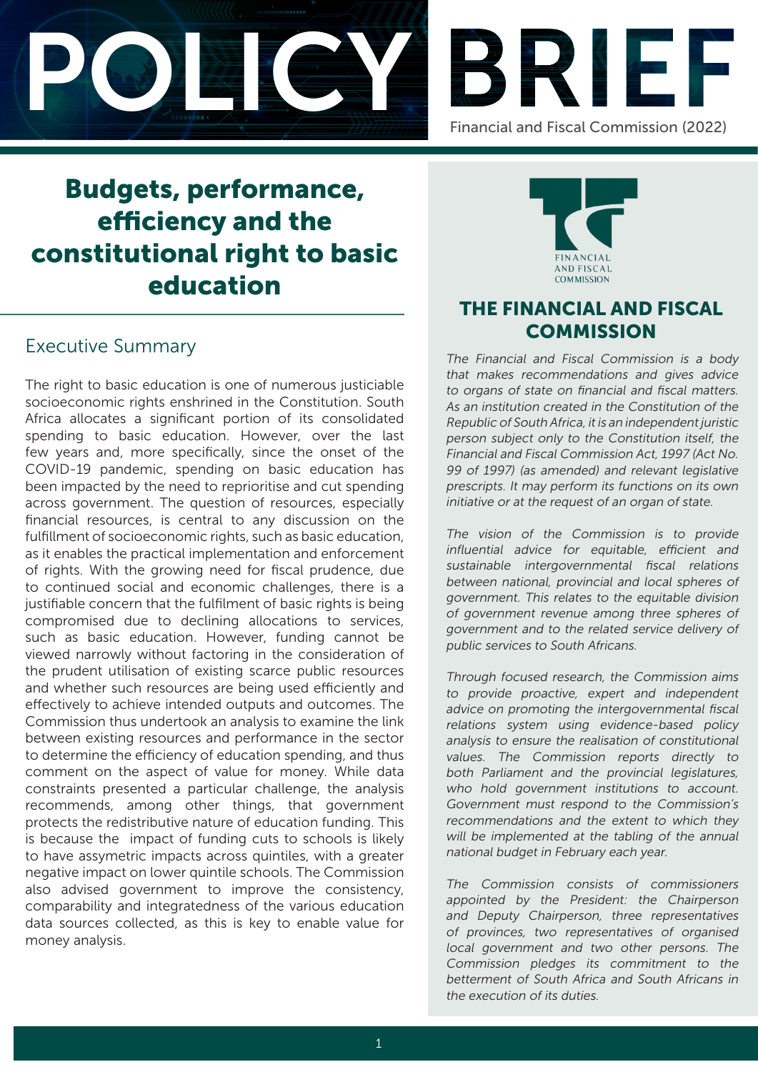# POLICY BRIEF

Financial and Fiscal Commission (2022)

# Budgets, performance, efficiency and the constitutional right to basic education

## Executive Summary

The right to basic education is one of numerous justiciable socioeconomic rights enshrined in the Constitution. South Africa allocates a significant portion of its consolidated spending to basic education. However, over the last few years and, more specifically, since the onset of the COVID-19 pandemic, spending on basic education has been impacted by the need to reprioritise and cut spending across government. The question of resources, especially financial resources, is central to any discussion on the fulfillment of socioeconomic rights, such as basic education, as it enables the practical implementation and enforcement of rights. With the growing need for fiscal prudence, due to continued social and economic challenges, there is a justifiable concern that the fulfilment of basic rights is being compromised due to declining allocations to services, such as basic education. However, funding cannot be viewed narrowly without factoring in the consideration of the prudent utilisation of existing scarce public resources and whether such resources are being used efficiently and effectively to achieve intended outputs and outcomes. The Commission thus undertook an analysis to examine the link between existing resources and performance in the sector to determine the efficiency of education spending, and thus comment on the aspect of value for money. While data constraints presented a particular challenge, the analysis recommends, among other things, that government protects the redistributive nature of education funding. This is because the impact of funding cuts to schools is likely to have assymetric impacts across quintiles, with a greater negative impact on lower quintile schools. The Commission also advised government to improve the consistency, comparability and integratedness of the various education data sources collected, as this is key to enable value for money analysis.

FINANCIAL AND FISCAL COMMISSION

## THE FINANCIAL AND FISCAL COMMISSION

*The Financial and Fiscal Commission is a body that makes recommendations and gives advice to organs of state on financial and fiscal matters. As an institution created in the Constitution of the Republic of South Africa, it is an independent juristic person subject only to the Constitution itself, the Financial and Fiscal Commission Act, 1997 (Act No. 99 of 1997) (as amended) and relevant legislative prescripts. It may perform its functions on its own initiative or at the request of an organ of state.*

*The vision of the Commission is to provide influential advice for equitable, efficient and sustainable intergovernmental fiscal relations between national, provincial and local spheres of government. This relates to the equitable division of government revenue among three spheres of government and to the related service delivery of public services to South Africans.*

*Through focused research, the Commission aims to provide proactive, expert and independent advice on promoting the intergovernmental fiscal relations system using evidence-based policy analysis to ensure the realisation of constitutional values. The Commission reports directly to both Parliament and the provincial legislatures, who hold government institutions to account. Government must respond to the Commission's recommendations and the extent to which they will be implemented at the tabling of the annual national budget in February each year.*

*The Commission consists of commissioners appointed by the President: the Chairperson and Deputy Chairperson, three representatives of provinces, two representatives of organised local government and two other persons. The Commission pledges its commitment to the betterment of South Africa and South Africans in the execution of its duties.*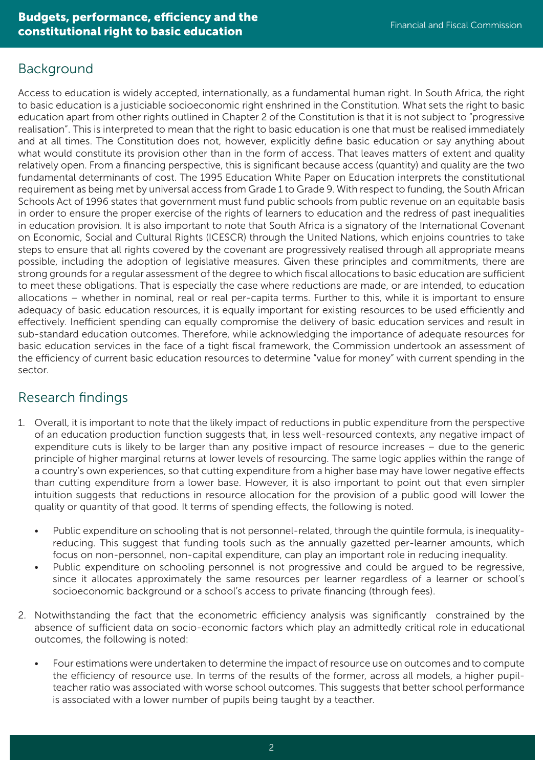## Background

Access to education is widely accepted, internationally, as a fundamental human right. In South Africa, the right to basic education is a justiciable socioeconomic right enshrined in the Constitution. What sets the right to basic education apart from other rights outlined in Chapter 2 of the Constitution is that it is not subject to "progressive realisation". This is interpreted to mean that the right to basic education is one that must be realised immediately and at all times. The Constitution does not, however, explicitly define basic education or say anything about what would constitute its provision other than in the form of access. That leaves matters of extent and quality relatively open. From a financing perspective, this is significant because access (quantity) and quality are the two fundamental determinants of cost. The 1995 Education White Paper on Education interprets the constitutional requirement as being met by universal access from Grade 1 to Grade 9. With respect to funding, the South African Schools Act of 1996 states that government must fund public schools from public revenue on an equitable basis in order to ensure the proper exercise of the rights of learners to education and the redress of past inequalities in education provision. It is also important to note that South Africa is a signatory of the International Covenant on Economic, Social and Cultural Rights (ICESCR) through the United Nations, which enjoins countries to take steps to ensure that all rights covered by the covenant are progressively realised through all appropriate means possible, including the adoption of legislative measures. Given these principles and commitments, there are strong grounds for a regular assessment of the degree to which fiscal allocations to basic education are sufficient to meet these obligations. That is especially the case where reductions are made, or are intended, to education allocations – whether in nominal, real or real per-capita terms. Further to this, while it is important to ensure adequacy of basic education resources, it is equally important for existing resources to be used efficiently and effectively. Inefficient spending can equally compromise the delivery of basic education services and result in sub-standard education outcomes. Therefore, while acknowledging the importance of adequate resources for basic education services in the face of a tight fiscal framework, the Commission undertook an assessment of the efficiency of current basic education resources to determine "value for money" with current spending in the sector.

## Research findings

1. Overall, it is important to note that the likely impact of reductions in public expenditure from the perspective of an education production function suggests that, in less well-resourced contexts, any negative impact of expenditure cuts is likely to be larger than any positive impact of resource increases – due to the generic principle of higher marginal returns at lower levels of resourcing. The same logic applies within the range of a country's own experiences, so that cutting expenditure from a higher base may have lower negative effects than cutting expenditure from a lower base. However, it is also important to point out that even simpler intuition suggests that reductions in resource allocation for the provision of a public good will lower the quality or quantity of that good. It terms of spending effects, the following is noted.

   - Public expenditure on schooling that is not personnel-related, through the quintile formula, is inequality-reducing. This suggest that funding tools such as the annually gazetted per-learner amounts, which focus on non-personnel, non-capital expenditure, can play an important role in reducing inequality.
   - Public expenditure on schooling personnel is not progressive and could be argued to be regressive, since it allocates approximately the same resources per learner regardless of a learner or school's socioeconomic background or a school's access to private financing (through fees).

2. Notwithstanding the fact that the econometric efficiency analysis was significantly constrained by the absence of sufficient data on socio-economic factors which play an admittedly critical role in educational outcomes, the following is noted:

   - Four estimations were undertaken to determine the impact of resource use on outcomes and to compute the efficiency of resource use. In terms of the results of the former, across all models, a higher pupil-teacher ratio was associated with worse school outcomes. This suggests that better school performance is associated with a lower number of pupils being taught by a teacther.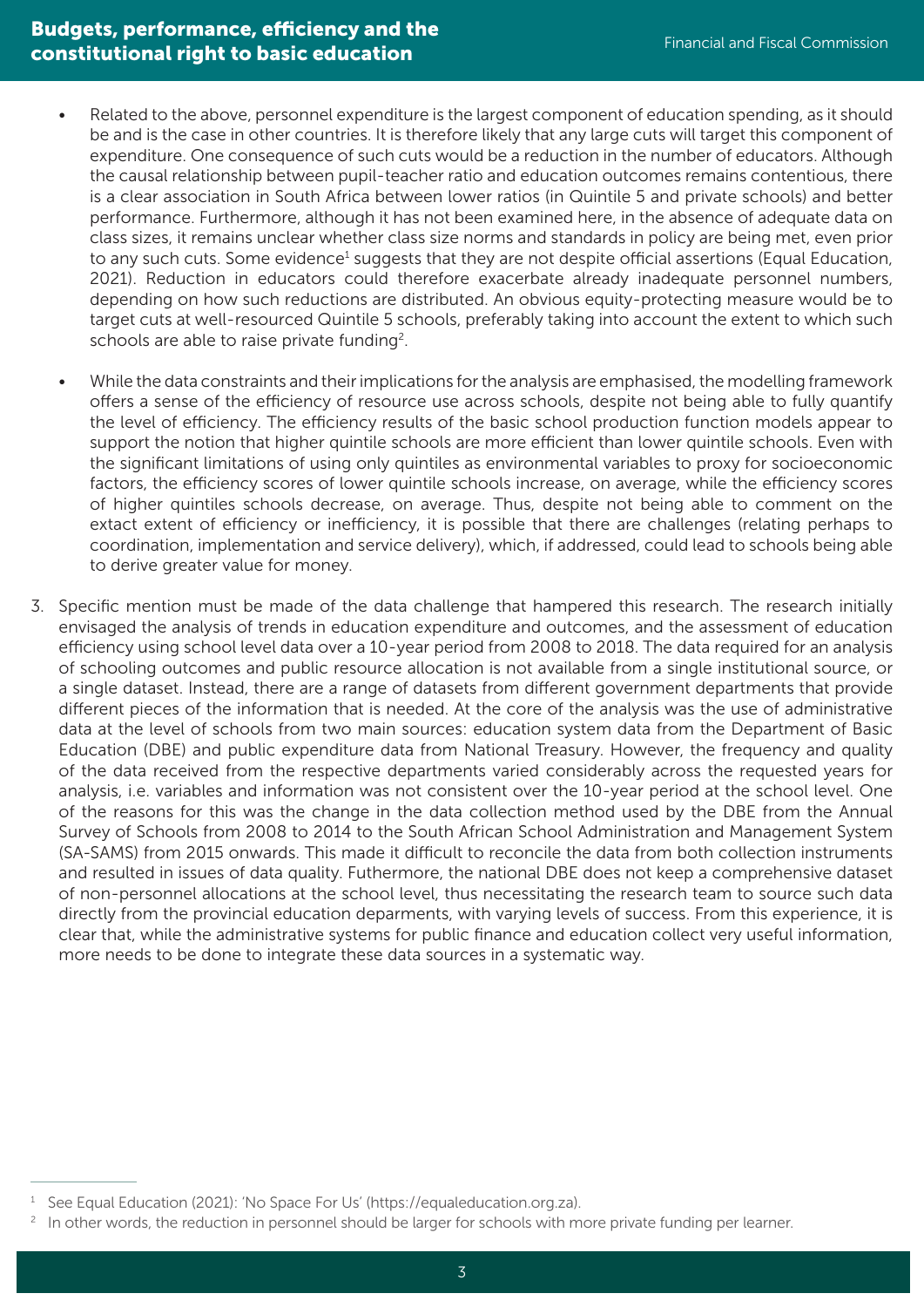- Related to the above, personnel expenditure is the largest component of education spending, as it should be and is the case in other countries. It is therefore likely that any large cuts will target this component of expenditure. One consequence of such cuts would be a reduction in the number of educators. Although the causal relationship between pupil-teacher ratio and education outcomes remains contentious, there is a clear association in South Africa between lower ratios (in Quintile 5 and private schools) and better performance. Furthermore, although it has not been examined here, in the absence of adequate data on class sizes, it remains unclear whether class size norms and standards in policy are being met, even prior to any such cuts. Some evidence[1] suggests that they are not despite official assertions (Equal Education, 2021). Reduction in educators could therefore exacerbate already inadequate personnel numbers, depending on how such reductions are distributed. An obvious equity-protecting measure would be to target cuts at well-resourced Quintile 5 schools, preferably taking into account the extent to which such schools are able to raise private funding[2].

- While the data constraints and their implications for the analysis are emphasised, the modelling framework offers a sense of the efficiency of resource use across schools, despite not being able to fully quantify the level of efficiency. The efficiency results of the basic school production function models appear to support the notion that higher quintile schools are more efficient than lower quintile schools. Even with the significant limitations of using only quintiles as environmental variables to proxy for socioeconomic factors, the efficiency scores of lower quintile schools increase, on average, while the efficiency scores of higher quintiles schools decrease, on average. Thus, despite not being able to comment on the extact extent of efficiency or inefficiency, it is possible that there are challenges (relating perhaps to coordination, implementation and service delivery), which, if addressed, could lead to schools being able to derive greater value for money.

3. Specific mention must be made of the data challenge that hampered this research. The research initially envisaged the analysis of trends in education expenditure and outcomes, and the assessment of education efficiency using school level data over a 10-year period from 2008 to 2018. The data required for an analysis of schooling outcomes and public resource allocation is not available from a single institutional source, or a single dataset. Instead, there are a range of datasets from different government departments that provide different pieces of the information that is needed. At the core of the analysis was the use of administrative data at the level of schools from two main sources: education system data from the Department of Basic Education (DBE) and public expenditure data from National Treasury. However, the frequency and quality of the data received from the respective departments varied considerably across the requested years for analysis, i.e. variables and information was not consistent over the 10-year period at the school level. One of the reasons for this was the change in the data collection method used by the DBE from the Annual Survey of Schools from 2008 to 2014 to the South African School Administration and Management System (SA-SAMS) from 2015 onwards. This made it difficult to reconcile the data from both collection instruments and resulted in issues of data quality. Futhermore, the national DBE does not keep a comprehensive dataset of non-personnel allocations at the school level, thus necessitating the research team to source such data directly from the provincial education deparments, with varying levels of success. From this experience, it is clear that, while the administrative systems for public finance and education collect very useful information, more needs to be done to integrate these data sources in a systematic way.

---

[1] See Equal Education (2021): 'No Space For Us' (https://equaleducation.org.za).

[2] In other words, the reduction in personnel should be larger for schools with more private funding per learner.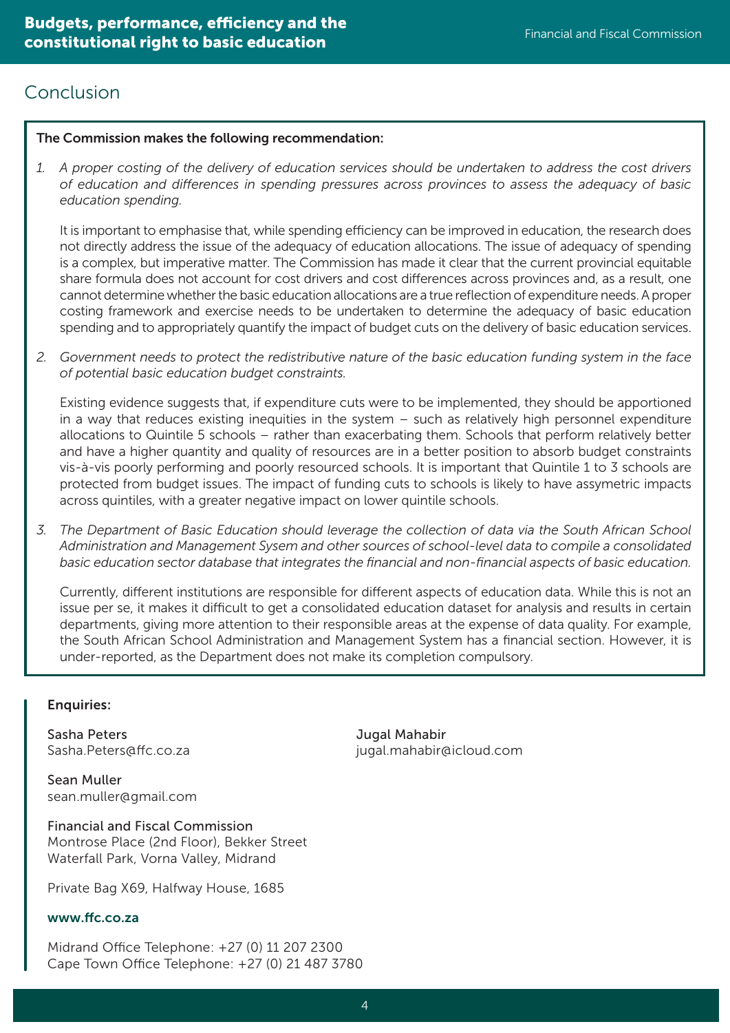## Conclusion

**The Commission makes the following recommendation:**

1. *A proper costing of the delivery of education services should be undertaken to address the cost drivers of education and differences in spending pressures across provinces to assess the adequacy of basic education spending.*

   It is important to emphasise that, while spending efficiency can be improved in education, the research does not directly address the issue of the adequacy of education allocations. The issue of adequacy of spending is a complex, but imperative matter. The Commission has made it clear that the current provincial equitable share formula does not account for cost drivers and cost differences across provinces and, as a result, one cannot determine whether the basic education allocations are a true reflection of expenditure needs. A proper costing framework and exercise needs to be undertaken to determine the adequacy of basic education spending and to appropriately quantify the impact of budget cuts on the delivery of basic education services.

2. *Government needs to protect the redistributive nature of the basic education funding system in the face of potential basic education budget constraints.*

   Existing evidence suggests that, if expenditure cuts were to be implemented, they should be apportioned in a way that reduces existing inequities in the system – such as relatively high personnel expenditure allocations to Quintile 5 schools – rather than exacerbating them. Schools that perform relatively better and have a higher quantity and quality of resources are in a better position to absorb budget constraints vis-à-vis poorly performing and poorly resourced schools. It is important that Quintile 1 to 3 schools are protected from budget issues. The impact of funding cuts to schools is likely to have assymetric impacts across quintiles, with a greater negative impact on lower quintile schools.

3. *The Department of Basic Education should leverage the collection of data via the South African School Administration and Management Sysem and other sources of school-level data to compile a consolidated basic education sector database that integrates the financial and non-financial aspects of basic education.*

   Currently, different institutions are responsible for different aspects of education data. While this is not an issue per se, it makes it difficult to get a consolidated education dataset for analysis and results in certain departments, giving more attention to their responsible areas at the expense of data quality. For example, the South African School Administration and Management System has a financial section. However, it is under-reported, as the Department does not make its completion compulsory.

**Enquiries:**

Sasha Peters
Sasha.Peters@ffc.co.za

Jugal Mahabir
jugal.mahabir@icloud.com

Sean Muller
sean.muller@gmail.com

Financial and Fiscal Commission
Montrose Place (2nd Floor), Bekker Street
Waterfall Park, Vorna Valley, Midrand

Private Bag X69, Halfway House, 1685

**www.ffc.co.za**

Midrand Office Telephone: +27 (0) 11 207 2300
Cape Town Office Telephone: +27 (0) 21 487 3780